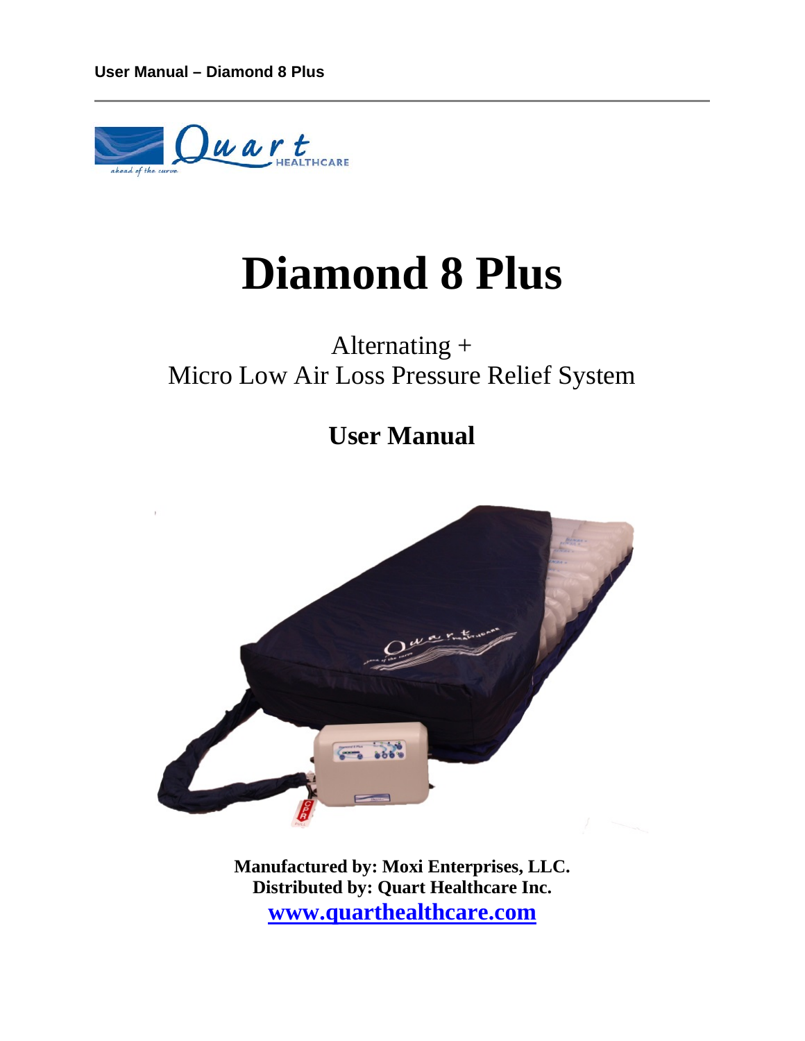# Diamond 8 Plus

Alternating +
Micro Low Air Loss Pressure Relief System

## User Manual

**Manufactured by: Moxi Enterprises, LLC.**
**Distributed by: Quart Healthcare Inc.**
**www.quarthealthcare.com**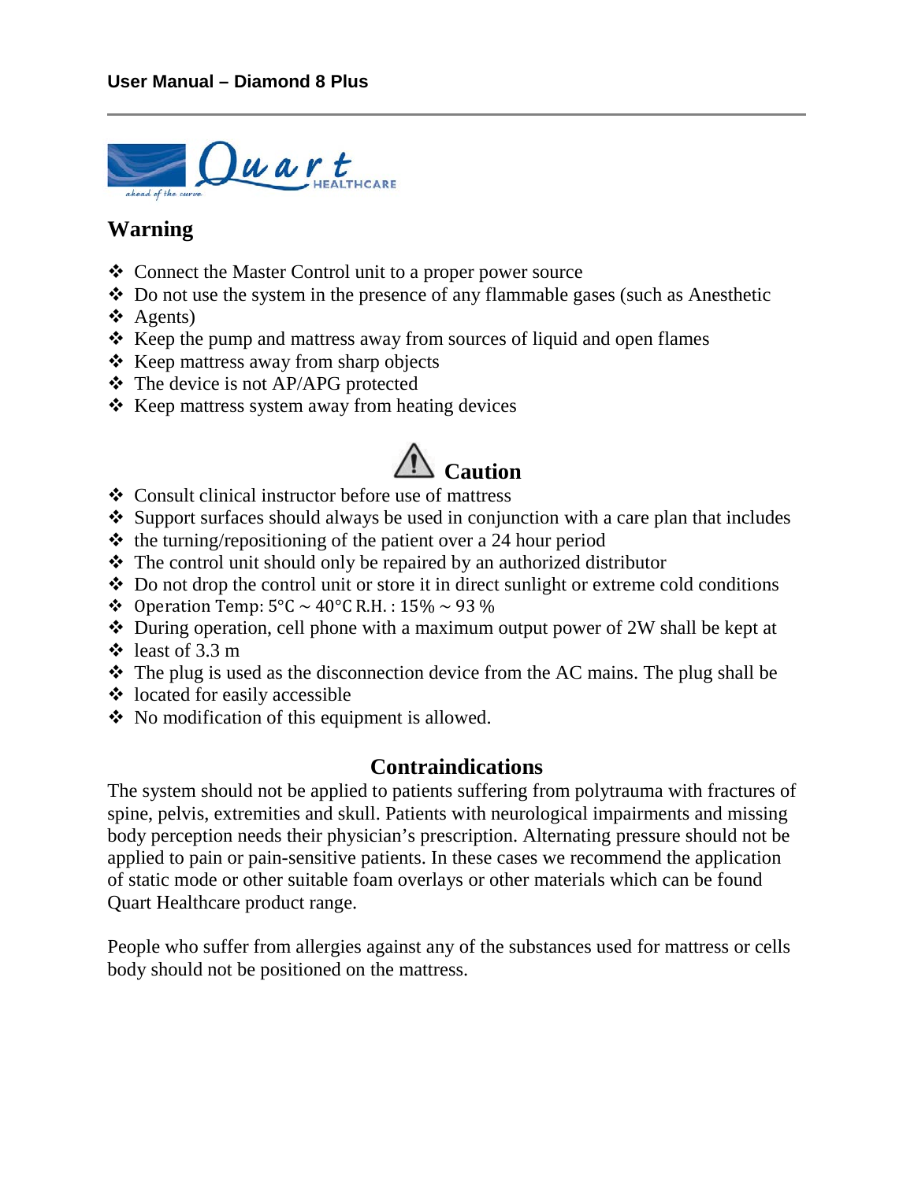## Warning

- Connect the Master Control unit to a proper power source
- Do not use the system in the presence of any flammable gases (such as Anesthetic
- Agents)
- Keep the pump and mattress away from sources of liquid and open flames
- Keep mattress away from sharp objects
- The device is not AP/APG protected
- Keep mattress system away from heating devices

## Caution

- Consult clinical instructor before use of mattress
- Support surfaces should always be used in conjunction with a care plan that includes
- the turning/repositioning of the patient over a 24 hour period
- The control unit should only be repaired by an authorized distributor
- Do not drop the control unit or store it in direct sunlight or extreme cold conditions
- Operation Temp: 5°C ~ 40°C R.H. : 15% ~ 93 %
- During operation, cell phone with a maximum output power of 2W shall be kept at
- least of 3.3 m
- The plug is used as the disconnection device from the AC mains. The plug shall be
- located for easily accessible
- No modification of this equipment is allowed.

## Contraindications

The system should not be applied to patients suffering from polytrauma with fractures of spine, pelvis, extremities and skull. Patients with neurological impairments and missing body perception needs their physician's prescription. Alternating pressure should not be applied to pain or pain-sensitive patients. In these cases we recommend the application of static mode or other suitable foam overlays or other materials which can be found Quart Healthcare product range.

People who suffer from allergies against any of the substances used for mattress or cells body should not be positioned on the mattress.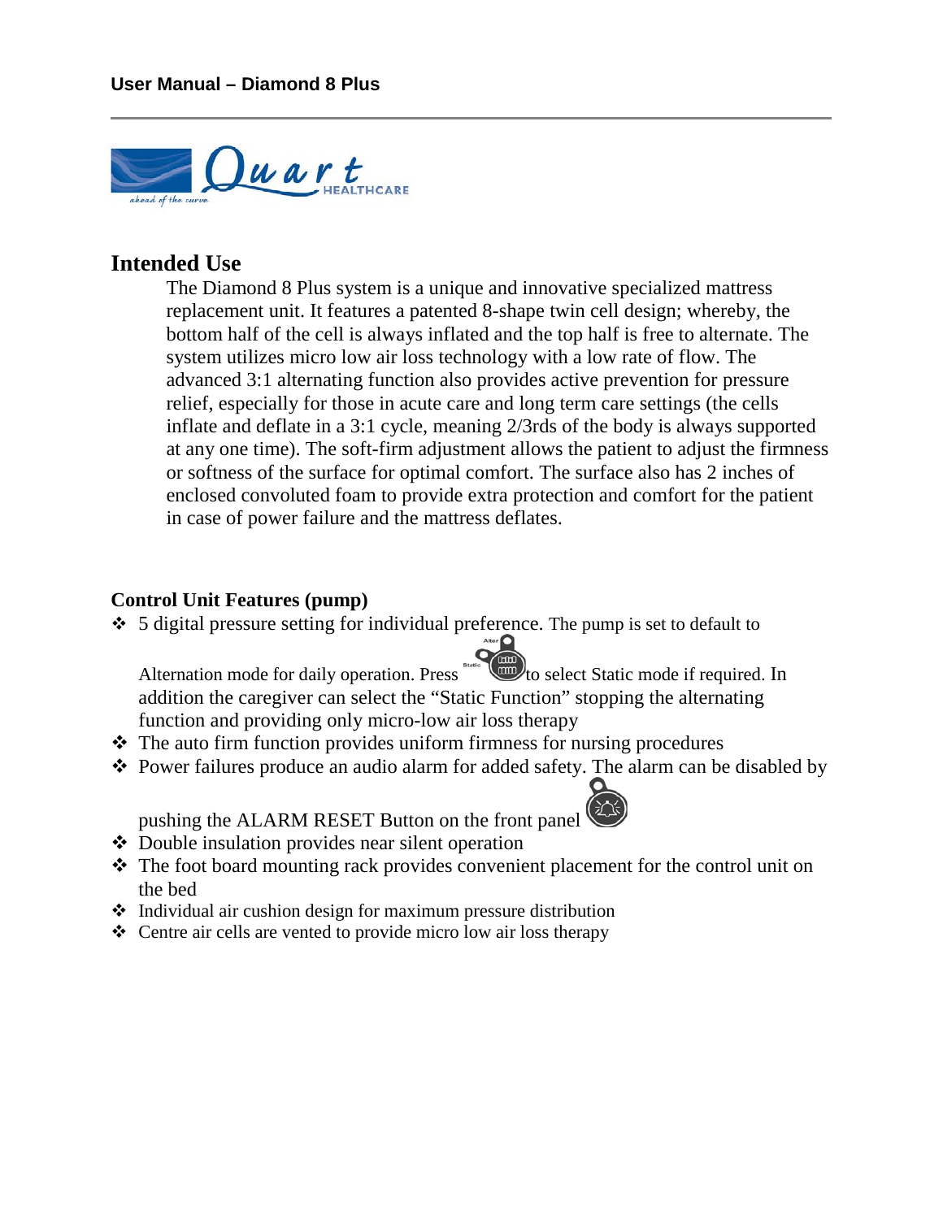## Intended Use

The Diamond 8 Plus system is a unique and innovative specialized mattress replacement unit. It features a patented 8-shape twin cell design; whereby, the bottom half of the cell is always inflated and the top half is free to alternate. The system utilizes micro low air loss technology with a low rate of flow. The advanced 3:1 alternating function also provides active prevention for pressure relief, especially for those in acute care and long term care settings (the cells inflate and deflate in a 3:1 cycle, meaning 2/3rds of the body is always supported at any one time). The soft-firm adjustment allows the patient to adjust the firmness or softness of the surface for optimal comfort. The surface also has 2 inches of enclosed convoluted foam to provide extra protection and comfort for the patient in case of power failure and the mattress deflates.

### Control Unit Features (pump)

- 5 digital pressure setting for individual preference. The pump is set to default to Alternation mode for daily operation. Press to select Static mode if required. In addition the caregiver can select the "Static Function" stopping the alternating function and providing only micro-low air loss therapy
- The auto firm function provides uniform firmness for nursing procedures
- Power failures produce an audio alarm for added safety. The alarm can be disabled by pushing the ALARM RESET Button on the front panel
- Double insulation provides near silent operation
- The foot board mounting rack provides convenient placement for the control unit on the bed
- Individual air cushion design for maximum pressure distribution
- Centre air cells are vented to provide micro low air loss therapy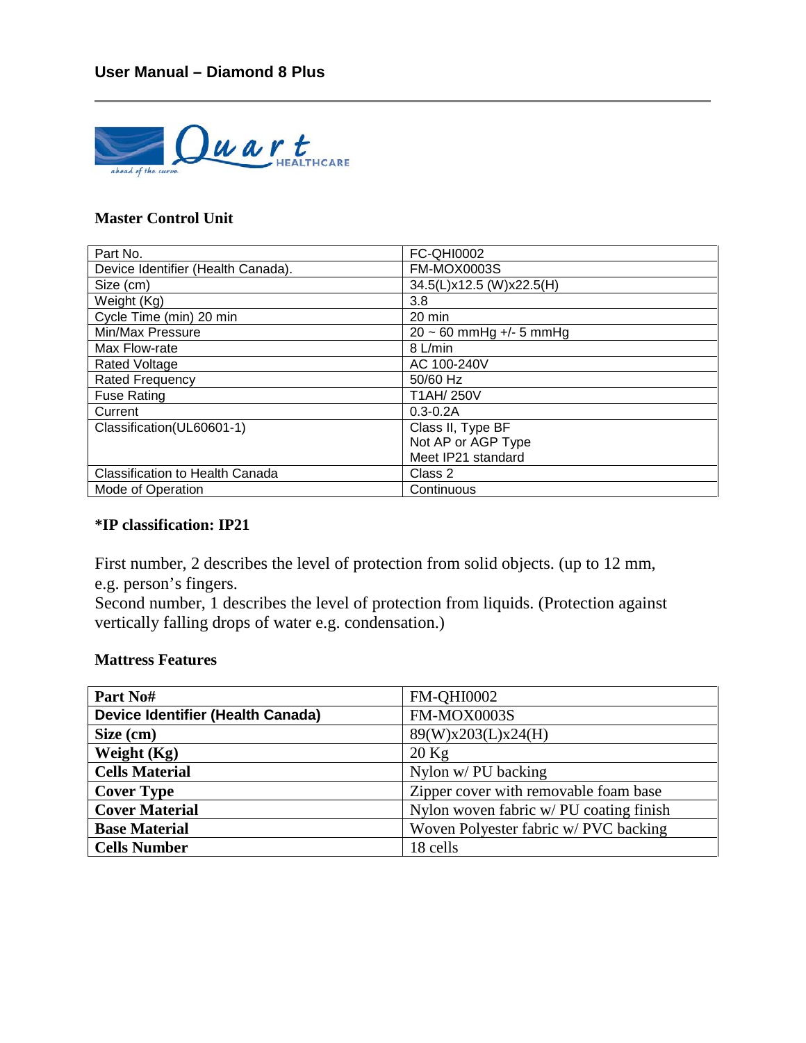**User Manual – Diamond 8 Plus**

Quart HEALTHCARE
ahead of the curve

**Master Control Unit**

| Part No. | FC-QHI0002 |
|---|---|
| Device Identifier (Health Canada). | FM-MOX0003S |
| Size (cm) | 34.5(L)x12.5 (W)x22.5(H) |
| Weight (Kg) | 3.8 |
| Cycle Time (min) 20 min | 20 min |
| Min/Max Pressure | 20 ~ 60 mmHg +/- 5 mmHg |
| Max Flow-rate | 8 L/min |
| Rated Voltage | AC 100-240V |
| Rated Frequency | 50/60 Hz |
| Fuse Rating | T1AH/ 250V |
| Current | 0.3-0.2A |
| Classification(UL60601-1) | Class II, Type BF<br>Not AP or AGP Type<br>Meet IP21 standard |
| Classification to Health Canada | Class 2 |
| Mode of Operation | Continuous |

**\*IP classification: IP21**

First number, 2 describes the level of protection from solid objects. (up to 12 mm, e.g. person's fingers.
Second number, 1 describes the level of protection from liquids. (Protection against vertically falling drops of water e.g. condensation.)

**Mattress Features**

| **Part No#** | FM-QHI0002 |
|---|---|
| **Device Identifier (Health Canada)** | FM-MOX0003S |
| **Size (cm)** | 89(W)x203(L)x24(H) |
| **Weight (Kg)** | 20 Kg |
| **Cells Material** | Nylon w/ PU backing |
| **Cover Type** | Zipper cover with removable foam base |
| **Cover Material** | Nylon woven fabric w/ PU coating finish |
| **Base Material** | Woven Polyester fabric w/ PVC backing |
| **Cells Number** | 18 cells |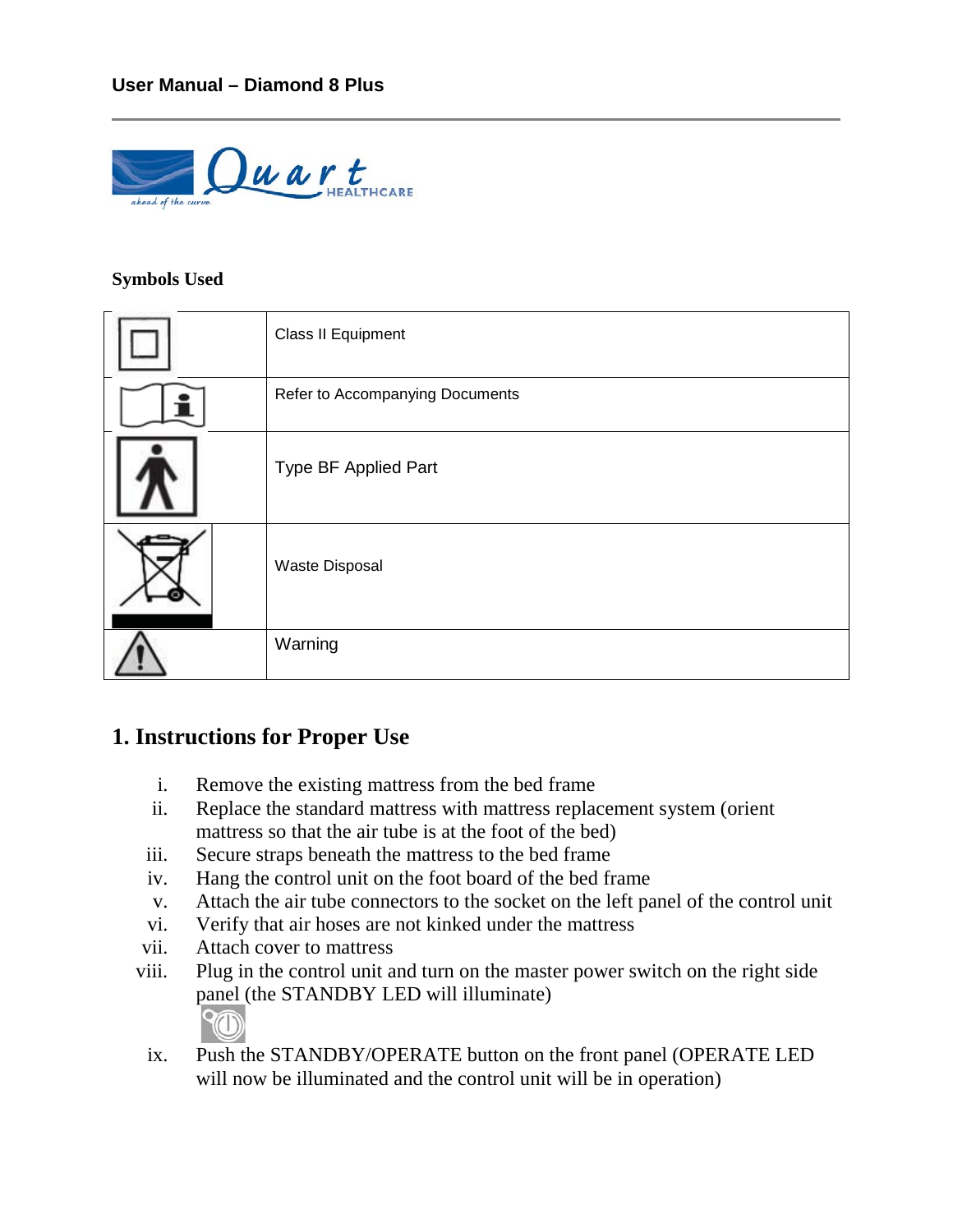### Symbols Used

| Symbol | Meaning |
|---|---|
| | Class II Equipment |
| | Refer to Accompanying Documents |
| | Type BF Applied Part |
| | Waste Disposal |
| | Warning |

## 1. Instructions for Proper Use

i. Remove the existing mattress from the bed frame
ii. Replace the standard mattress with mattress replacement system (orient mattress so that the air tube is at the foot of the bed)
iii. Secure straps beneath the mattress to the bed frame
iv. Hang the control unit on the foot board of the bed frame
v. Attach the air tube connectors to the socket on the left panel of the control unit
vi. Verify that air hoses are not kinked under the mattress
vii. Attach cover to mattress
viii. Plug in the control unit and turn on the master power switch on the right side panel (the STANDBY LED will illuminate)
ix. Push the STANDBY/OPERATE button on the front panel (OPERATE LED will now be illuminated and the control unit will be in operation)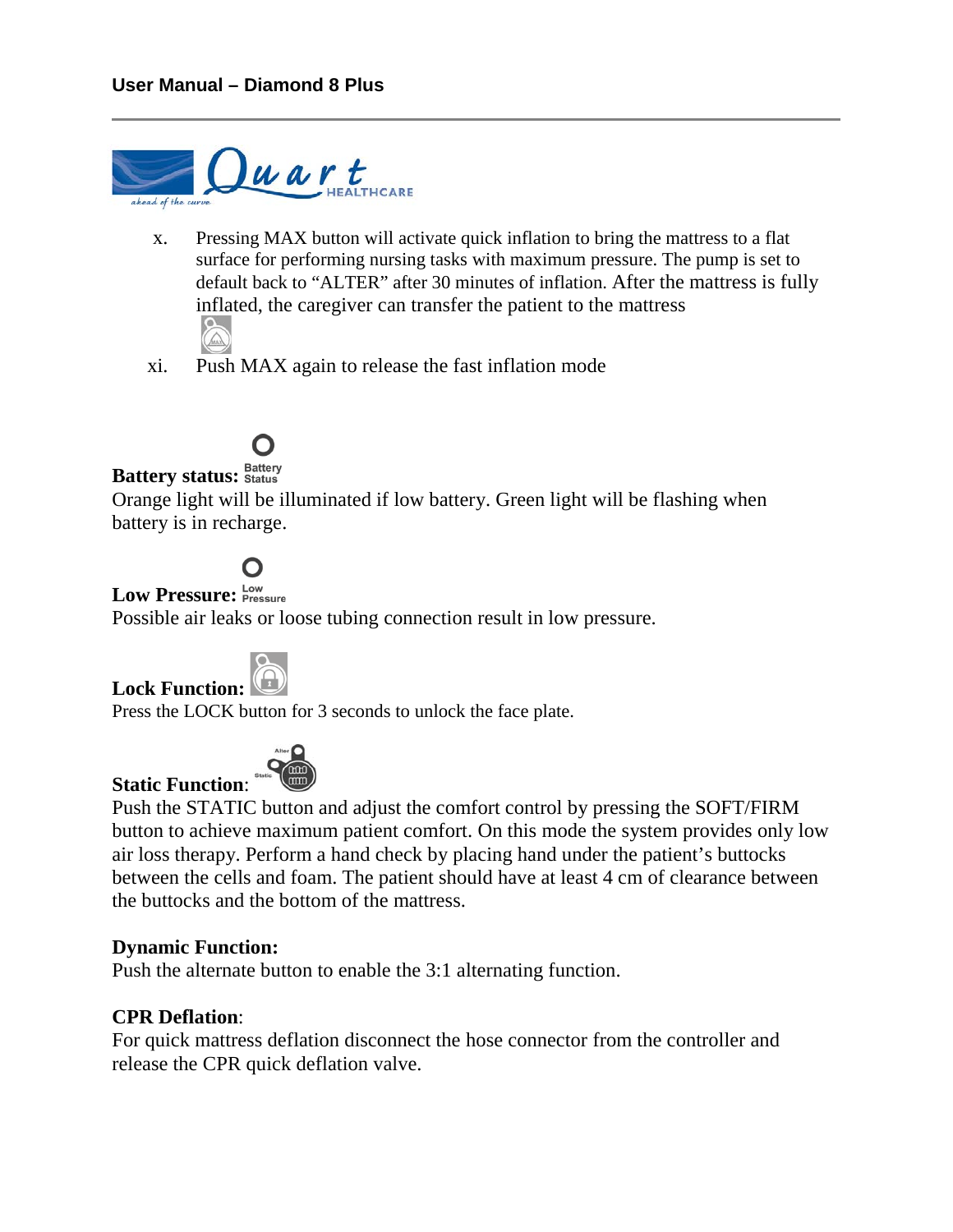x. Pressing MAX button will activate quick inflation to bring the mattress to a flat surface for performing nursing tasks with maximum pressure. The pump is set to default back to "ALTER" after 30 minutes of inflation. After the mattress is fully inflated, the caregiver can transfer the patient to the mattress

xi. Push MAX again to release the fast inflation mode

**Battery status:** Battery Status

Orange light will be illuminated if low battery. Green light will be flashing when battery is in recharge.

**Low Pressure:** Low Pressure

Possible air leaks or loose tubing connection result in low pressure.

**Lock Function:**

Press the LOCK button for 3 seconds to unlock the face plate.

**Static Function**: Alter Static

Push the STATIC button and adjust the comfort control by pressing the SOFT/FIRM button to achieve maximum patient comfort. On this mode the system provides only low air loss therapy. Perform a hand check by placing hand under the patient's buttocks between the cells and foam. The patient should have at least 4 cm of clearance between the buttocks and the bottom of the mattress.

**Dynamic Function:**

Push the alternate button to enable the 3:1 alternating function.

**CPR Deflation**:

For quick mattress deflation disconnect the hose connector from the controller and release the CPR quick deflation valve.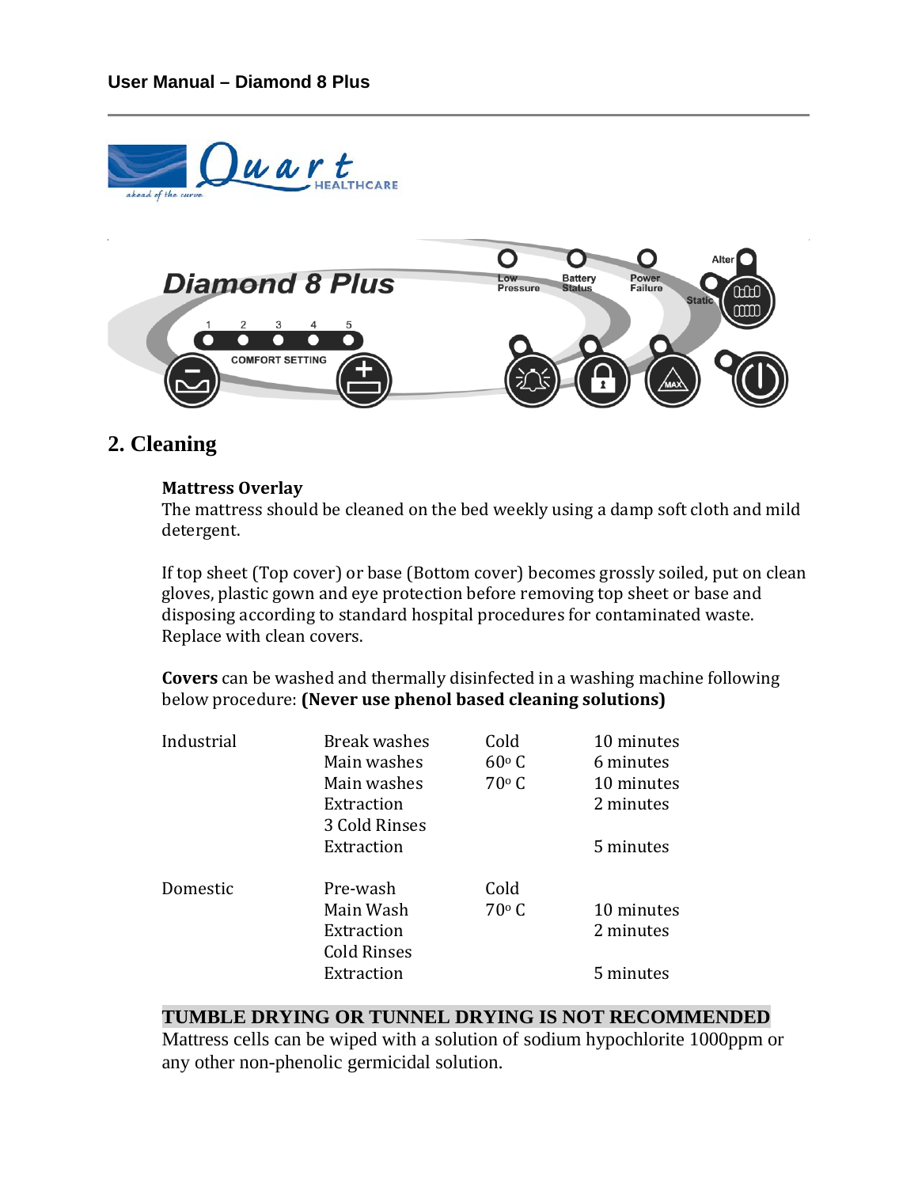## 2. Cleaning

**Mattress Overlay**

The mattress should be cleaned on the bed weekly using a damp soft cloth and mild detergent.

If top sheet (Top cover) or base (Bottom cover) becomes grossly soiled, put on clean gloves, plastic gown and eye protection before removing top sheet or base and disposing according to standard hospital procedures for contaminated waste. Replace with clean covers.

**Covers** can be washed and thermally disinfected in a washing machine following below procedure: **(Never use phenol based cleaning solutions)**

| | | | |
|---|---|---|---|
| Industrial | Break washes | Cold | 10 minutes |
| | Main washes | 60° C | 6 minutes |
| | Main washes | 70° C | 10 minutes |
| | Extraction | | 2 minutes |
| | 3 Cold Rinses | | |
| | Extraction | | 5 minutes |
| Domestic | Pre-wash | Cold | |
| | Main Wash | 70° C | 10 minutes |
| | Extraction | | 2 minutes |
| | Cold Rinses | | |
| | Extraction | | 5 minutes |

**TUMBLE DRYING OR TUNNEL DRYING IS NOT RECOMMENDED**

Mattress cells can be wiped with a solution of sodium hypochlorite 1000ppm or any other non-phenolic germicidal solution.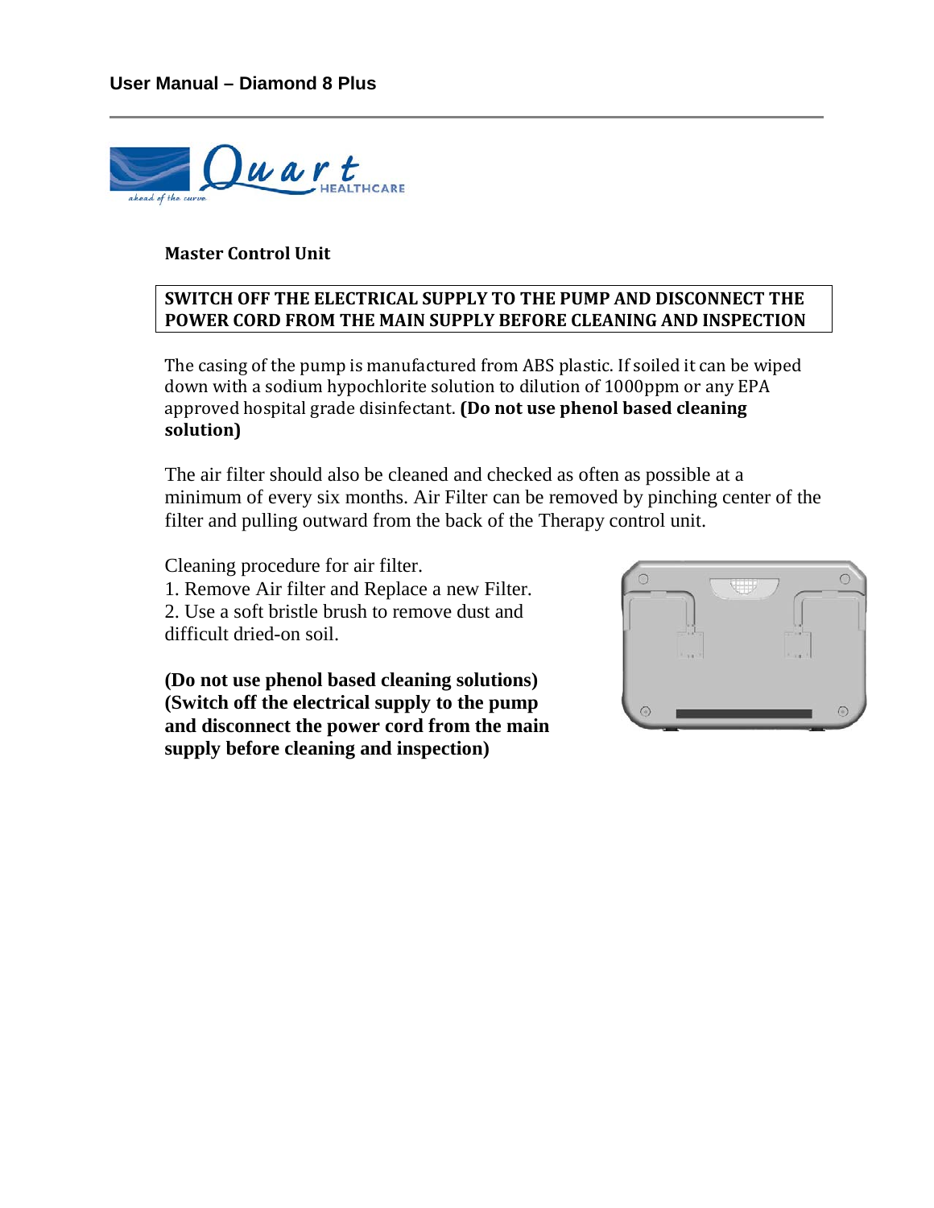**Master Control Unit**

**SWITCH OFF THE ELECTRICAL SUPPLY TO THE PUMP AND DISCONNECT THE POWER CORD FROM THE MAIN SUPPLY BEFORE CLEANING AND INSPECTION**

The casing of the pump is manufactured from ABS plastic. If soiled it can be wiped down with a sodium hypochlorite solution to dilution of 1000ppm or any EPA approved hospital grade disinfectant. **(Do not use phenol based cleaning solution)**

The air filter should also be cleaned and checked as often as possible at a minimum of every six months. Air Filter can be removed by pinching center of the filter and pulling outward from the back of the Therapy control unit.

Cleaning procedure for air filter.

1. Remove Air filter and Replace a new Filter.
2. Use a soft bristle brush to remove dust and difficult dried-on soil.

**(Do not use phenol based cleaning solutions) (Switch off the electrical supply to the pump and disconnect the power cord from the main supply before cleaning and inspection)**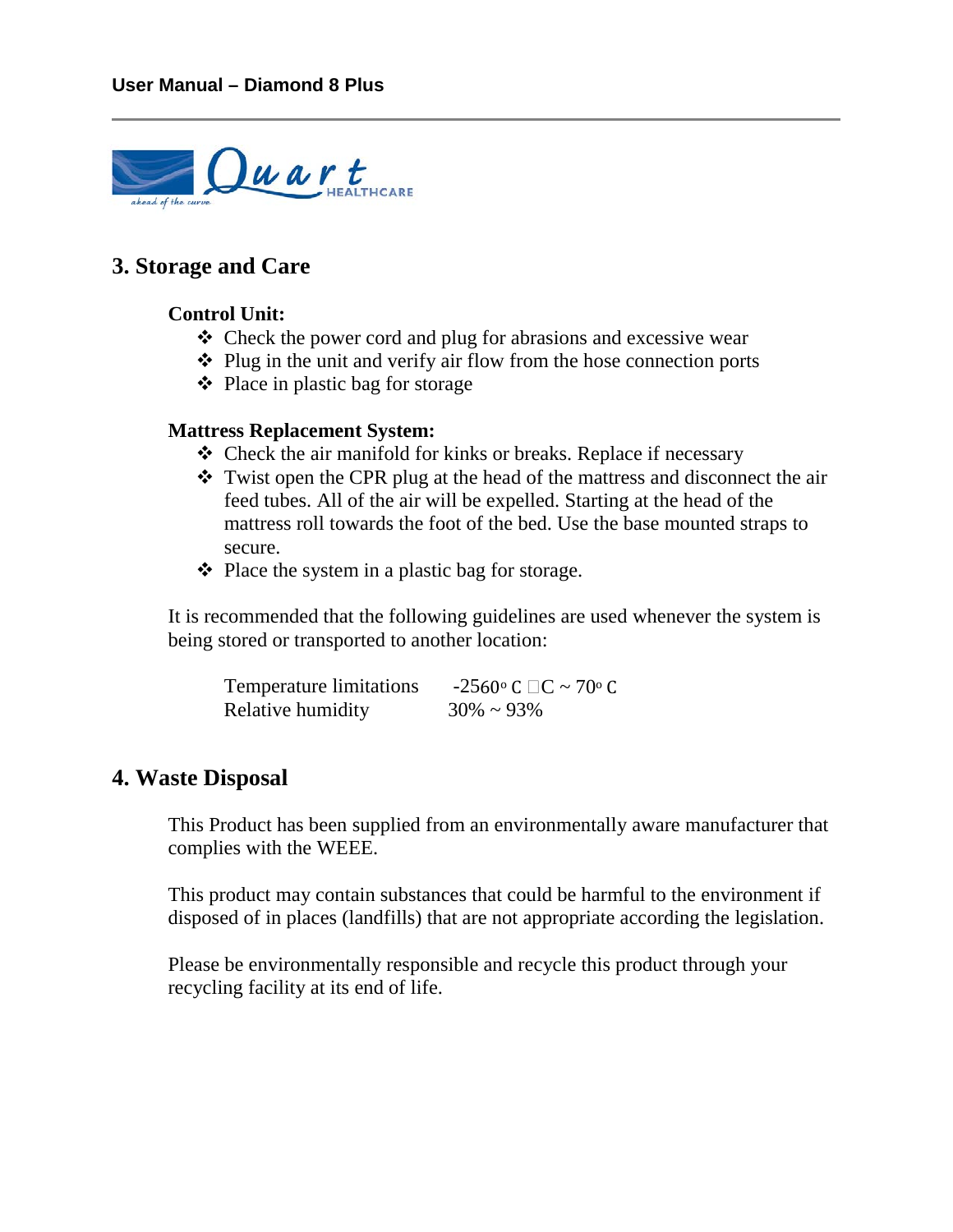## 3. Storage and Care

**Control Unit:**

- Check the power cord and plug for abrasions and excessive wear
- Plug in the unit and verify air flow from the hose connection ports
- Place in plastic bag for storage

**Mattress Replacement System:**

- Check the air manifold for kinks or breaks. Replace if necessary
- Twist open the CPR plug at the head of the mattress and disconnect the air feed tubes. All of the air will be expelled. Starting at the head of the mattress roll towards the foot of the bed. Use the base mounted straps to secure.
- Place the system in a plastic bag for storage.

It is recommended that the following guidelines are used whenever the system is being stored or transported to another location:

| | |
|---|---|
| Temperature limitations | -2560° C □C ~ 70° C |
| Relative humidity | 30% ~ 93% |

## 4. Waste Disposal

This Product has been supplied from an environmentally aware manufacturer that complies with the WEEE.

This product may contain substances that could be harmful to the environment if disposed of in places (landfills) that are not appropriate according the legislation.

Please be environmentally responsible and recycle this product through your recycling facility at its end of life.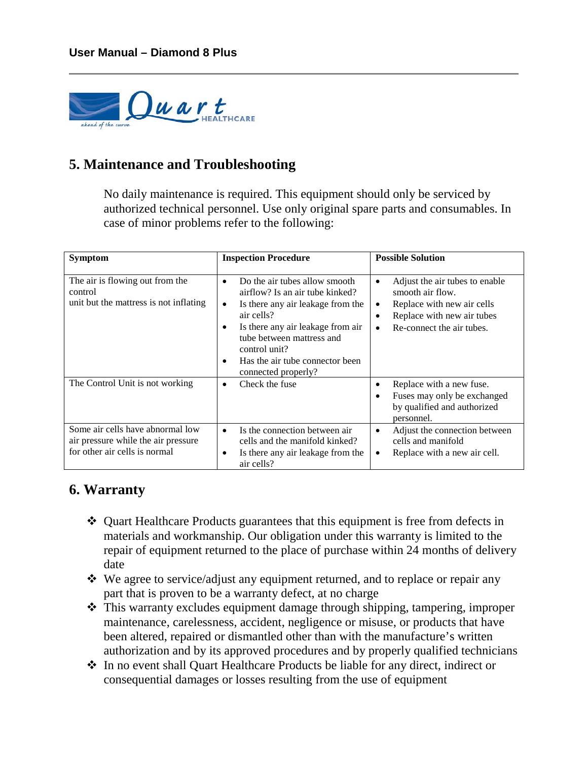## 5. Maintenance and Troubleshooting

No daily maintenance is required. This equipment should only be serviced by authorized technical personnel. Use only original spare parts and consumables. In case of minor problems refer to the following:

| Symptom | Inspection Procedure | Possible Solution |
|---|---|---|
| The air is flowing out from the control unit but the mattress is not inflating | • Do the air tubes allow smooth airflow? Is an air tube kinked?<br>• Is there any air leakage from the air cells?<br>• Is there any air leakage from air tube between mattress and control unit?<br>• Has the air tube connector been connected properly? | • Adjust the air tubes to enable smooth air flow.<br>• Replace with new air cells<br>• Replace with new air tubes<br>• Re-connect the air tubes. |
| The Control Unit is not working | • Check the fuse | • Replace with a new fuse.<br>• Fuses may only be exchanged by qualified and authorized personnel. |
| Some air cells have abnormal low air pressure while the air pressure for other air cells is normal | • Is the connection between air cells and the manifold kinked?<br>• Is there any air leakage from the air cells? | • Adjust the connection between cells and manifold<br>• Replace with a new air cell. |

## 6. Warranty

- Quart Healthcare Products guarantees that this equipment is free from defects in materials and workmanship. Our obligation under this warranty is limited to the repair of equipment returned to the place of purchase within 24 months of delivery date
- We agree to service/adjust any equipment returned, and to replace or repair any part that is proven to be a warranty defect, at no charge
- This warranty excludes equipment damage through shipping, tampering, improper maintenance, carelessness, accident, negligence or misuse, or products that have been altered, repaired or dismantled other than with the manufacture's written authorization and by its approved procedures and by properly qualified technicians
- In no event shall Quart Healthcare Products be liable for any direct, indirect or consequential damages or losses resulting from the use of equipment